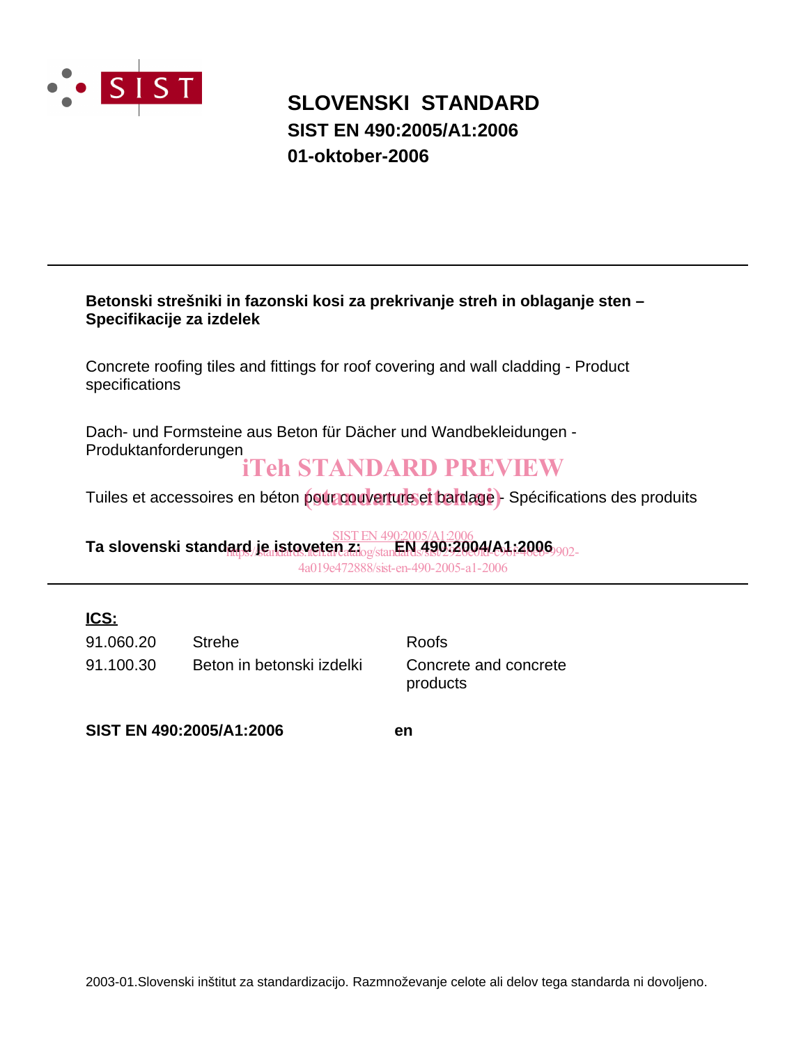SIST

# SLOVENSKI STANDARD
## SIST EN 490:2005/A1:2006
## 01-oktober-2006

**Betonski strešniki in fazonski kosi za prekrivanje streh in oblaganje sten – Specifikacije za izdelek**

Concrete roofing tiles and fittings for roof covering and wall cladding - Product specifications

Dach- und Formsteine aus Beton für Dächer und Wandbekleidungen - Produktanforderungen

iTeh STANDARD PREVIEW

Tuiles et accessoires en béton pour couverture et bardage - Spécifications des produits

(standards.iteh.ai)

SIST EN 490:2005/A1:2006

**Ta slovenski standard je istoveten z: EN 490:2004/A1:2006**

https://standards.iteh.ai/catalog/standards/sist/29206e0d-c9cf-40c6-9902-4a019e472888/sist-en-490-2005-a1-2006

**ICS:**

| | | |
|---|---|---|
| 91.060.20 | Strehe | Roofs |
| 91.100.30 | Beton in betonski izdelki | Concrete and concrete products |

**SIST EN 490:2005/A1:2006** **en**

2003-01.Slovenski inštitut za standardizacijo. Razmnoževanje celote ali delov tega standarda ni dovoljeno.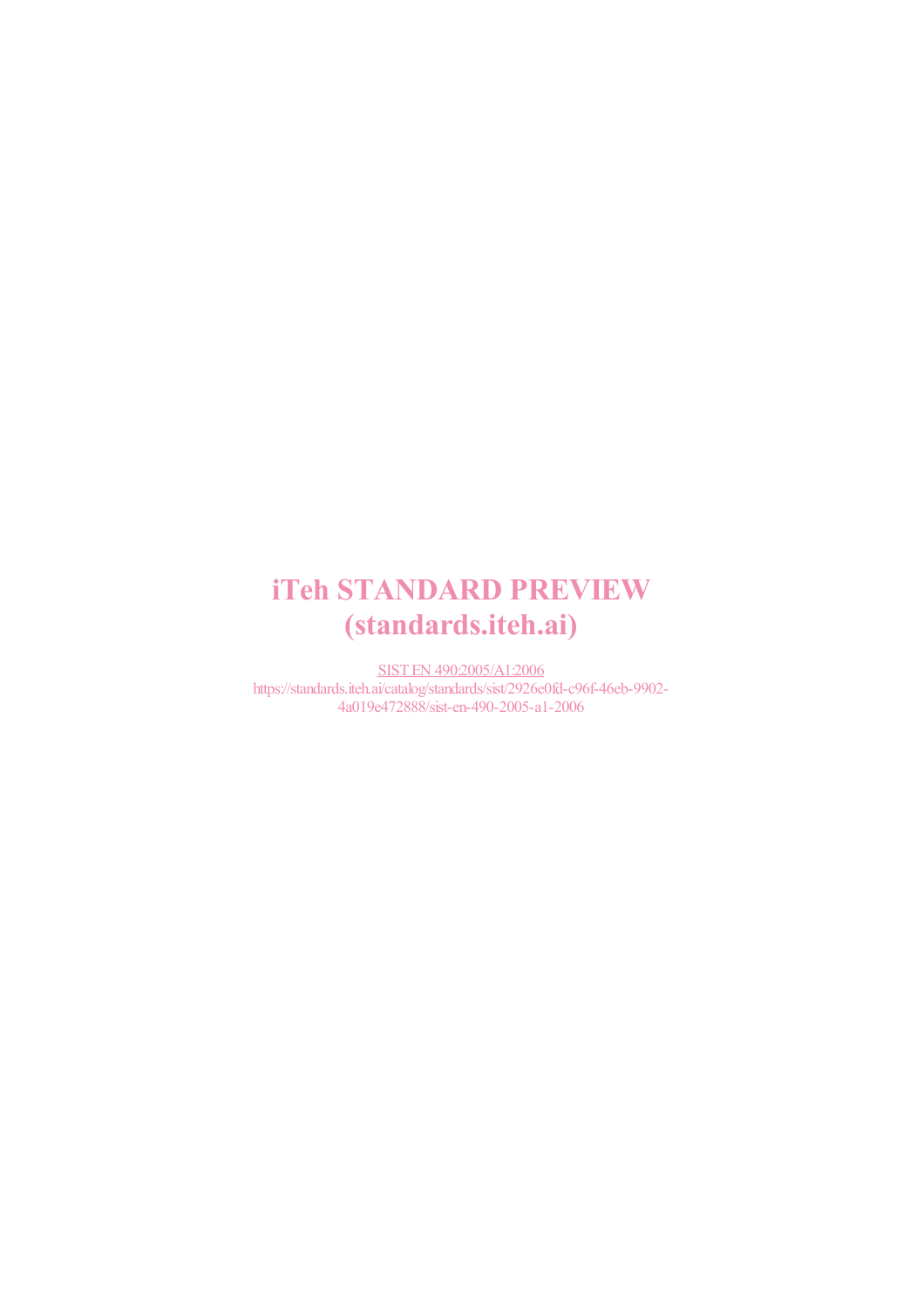iTeh STANDARD PREVIEW
(standards.iteh.ai)

SIST EN 490:2005/A1:2006
https://standards.iteh.ai/catalog/standards/sist/2926e0fd-c96f-46eb-9902-4a019e472888/sist-en-490-2005-a1-2006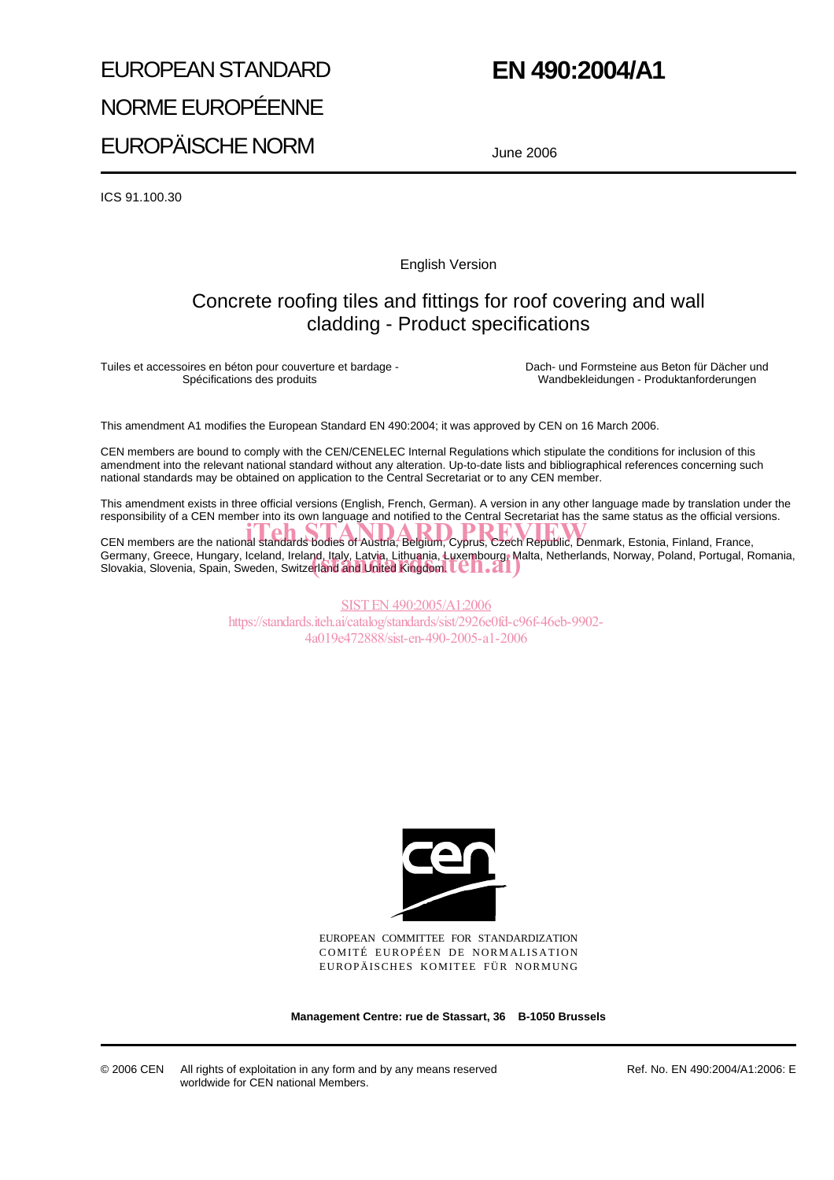EUROPEAN STANDARD

NORME EUROPÉENNE

EUROPÄISCHE NORM

# EN 490:2004/A1

June 2006

ICS 91.100.30

English Version

## Concrete roofing tiles and fittings for roof covering and wall cladding - Product specifications

Tuiles et accessoires en béton pour couverture et bardage - Spécifications des produits

Dach- und Formsteine aus Beton für Dächer und Wandbekleidungen - Produktanforderungen

This amendment A1 modifies the European Standard EN 490:2004; it was approved by CEN on 16 March 2006.

CEN members are bound to comply with the CEN/CENELEC Internal Regulations which stipulate the conditions for inclusion of this amendment into the relevant national standard without any alteration. Up-to-date lists and bibliographical references concerning such national standards may be obtained on application to the Central Secretariat or to any CEN member.

This amendment exists in three official versions (English, French, German). A version in any other language made by translation under the responsibility of a CEN member into its own language and notified to the Central Secretariat has the same status as the official versions.

CEN members are the national standards bodies of Austria, Belgium, Cyprus, Czech Republic, Denmark, Estonia, Finland, France, Germany, Greece, Hungary, Iceland, Ireland, Italy, Latvia, Lithuania, Luxembourg, Malta, Netherlands, Norway, Poland, Portugal, Romania, Slovakia, Slovenia, Spain, Sweden, Switzerland and United Kingdom.

iTeh STANDARD PREVIEW
(standards.iteh.ai)

SIST EN 490:2005/A1:2006
https://standards.iteh.ai/catalog/standards/sist/2926e0fd-c96f-46eb-9902-4a019e472888/sist-en-490-2005-a1-2006

EUROPEAN COMMITTEE FOR STANDARDIZATION
COMITÉ EUROPÉEN DE NORMALISATION
EUROPÄISCHES KOMITEE FÜR NORMUNG

**Management Centre: rue de Stassart, 36 B-1050 Brussels**

© 2006 CEN All rights of exploitation in any form and by any means reserved worldwide for CEN national Members.

Ref. No. EN 490:2004/A1:2006: E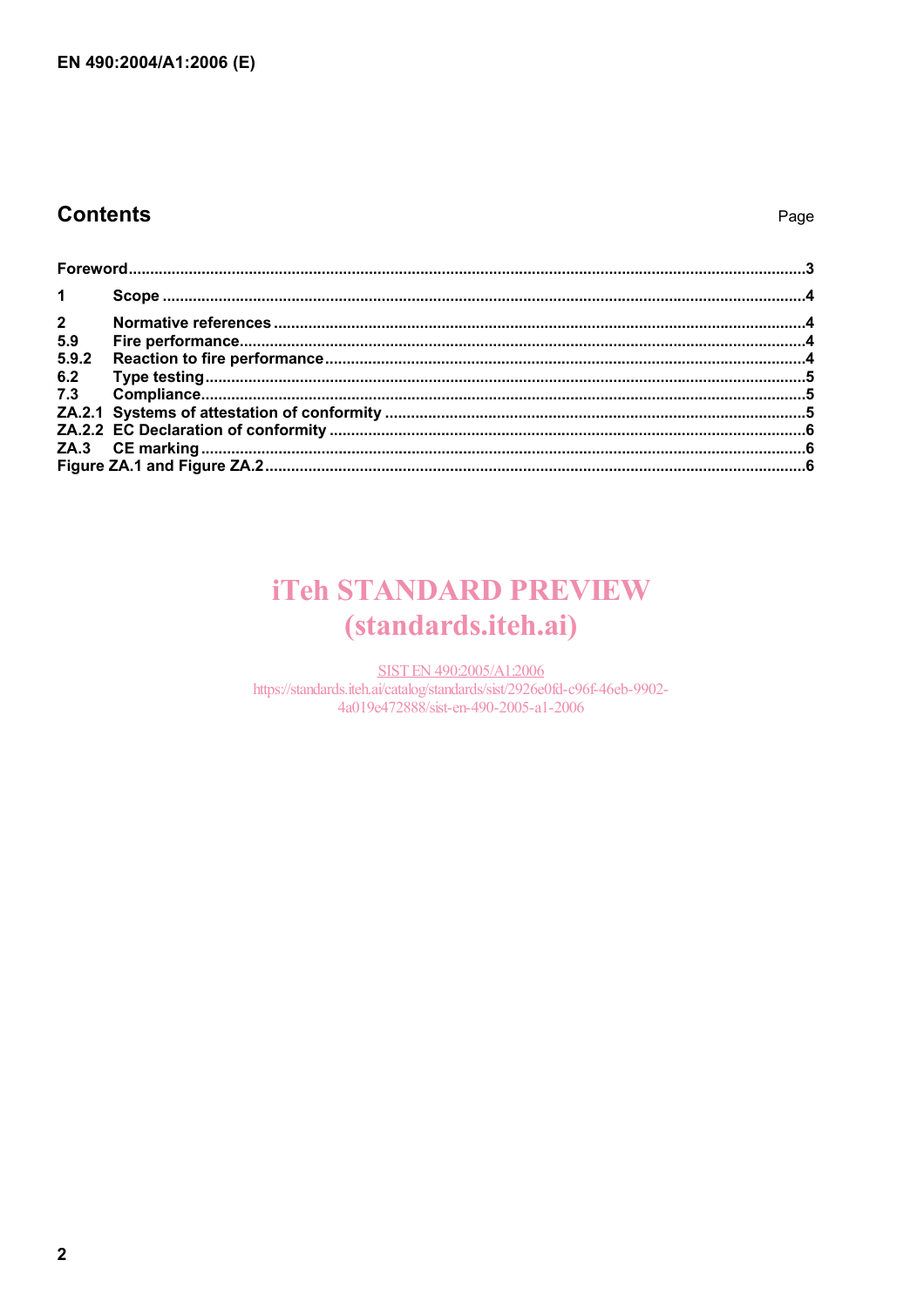## Contents

Page

| | | |
|---|---|---|
| Foreword | | 3 |
| 1 | Scope | 4 |
| 2 | Normative references | 4 |
| 5.9 | Fire performance | 4 |
| 5.9.2 | Reaction to fire performance | 4 |
| 6.2 | Type testing | 5 |
| 7.3 | Compliance | 5 |
| ZA.2.1 | Systems of attestation of conformity | 5 |
| ZA.2.2 | EC Declaration of conformity | 6 |
| ZA.3 | CE marking | 6 |
| Figure ZA.1 and Figure ZA.2 | | 6 |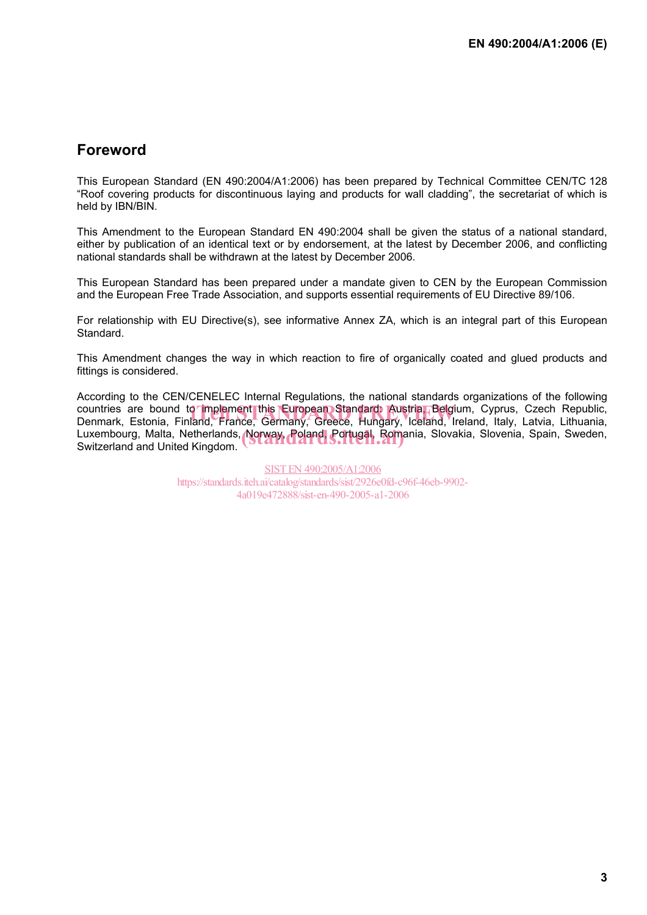## Foreword

This European Standard (EN 490:2004/A1:2006) has been prepared by Technical Committee CEN/TC 128 "Roof covering products for discontinuous laying and products for wall cladding", the secretariat of which is held by IBN/BIN.

This Amendment to the European Standard EN 490:2004 shall be given the status of a national standard, either by publication of an identical text or by endorsement, at the latest by December 2006, and conflicting national standards shall be withdrawn at the latest by December 2006.

This European Standard has been prepared under a mandate given to CEN by the European Commission and the European Free Trade Association, and supports essential requirements of EU Directive 89/106.

For relationship with EU Directive(s), see informative Annex ZA, which is an integral part of this European Standard.

This Amendment changes the way in which reaction to fire of organically coated and glued products and fittings is considered.

According to the CEN/CENELEC Internal Regulations, the national standards organizations of the following countries are bound to implement this European Standard: Austria, Belgium, Cyprus, Czech Republic, Denmark, Estonia, Finland, France, Germany, Greece, Hungary, Iceland, Ireland, Italy, Latvia, Lithuania, Luxembourg, Malta, Netherlands, Norway, Poland, Portugal, Romania, Slovakia, Slovenia, Spain, Sweden, Switzerland and United Kingdom.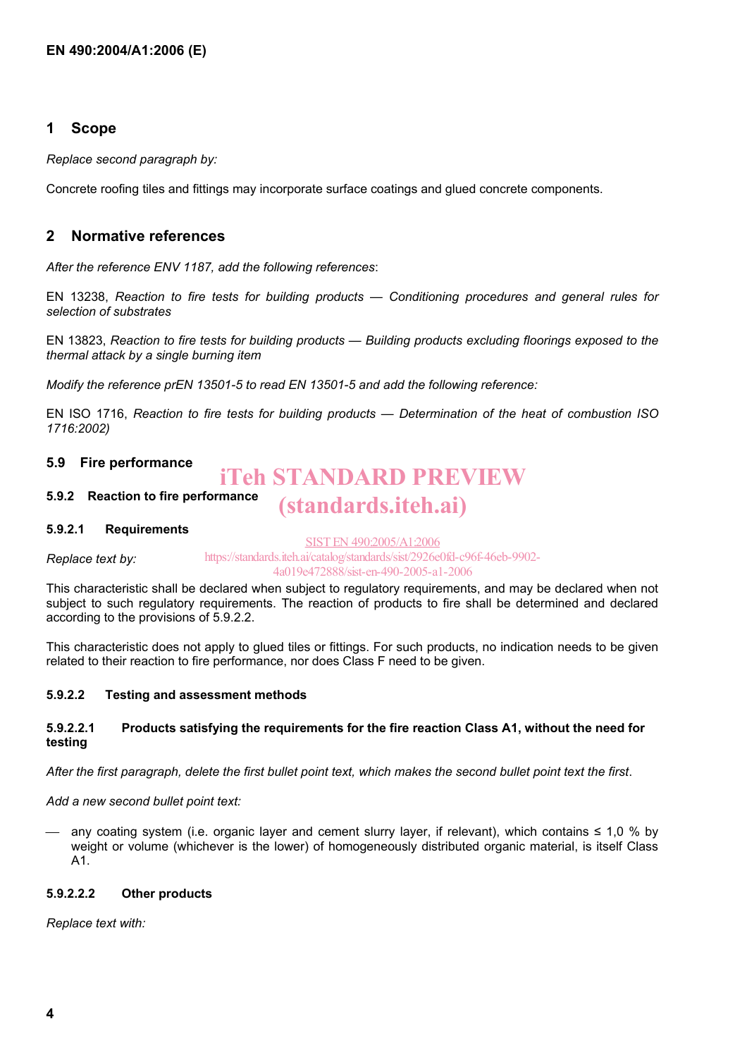## 1 Scope

*Replace second paragraph by:*

Concrete roofing tiles and fittings may incorporate surface coatings and glued concrete components.

## 2 Normative references

*After the reference ENV 1187, add the following references*:

EN 13238, *Reaction to fire tests for building products — Conditioning procedures and general rules for selection of substrates*

EN 13823, *Reaction to fire tests for building products — Building products excluding floorings exposed to the thermal attack by a single burning item*

*Modify the reference prEN 13501-5 to read EN 13501-5 and add the following reference:*

EN ISO 1716, *Reaction to fire tests for building products — Determination of the heat of combustion ISO 1716:2002)*

### 5.9 Fire performance

#### 5.9.2 Reaction to fire performance

##### 5.9.2.1 Requirements

*Replace text by:*

This characteristic shall be declared when subject to regulatory requirements, and may be declared when not subject to such regulatory requirements. The reaction of products to fire shall be determined and declared according to the provisions of 5.9.2.2.

This characteristic does not apply to glued tiles or fittings. For such products, no indication needs to be given related to their reaction to fire performance, nor does Class F need to be given.

##### 5.9.2.2 Testing and assessment methods

###### 5.9.2.2.1 Products satisfying the requirements for the fire reaction Class A1, without the need for testing

*After the first paragraph, delete the first bullet point text, which makes the second bullet point text the first*.

*Add a new second bullet point text:*

— any coating system (i.e. organic layer and cement slurry layer, if relevant), which contains ≤ 1,0 % by weight or volume (whichever is the lower) of homogeneously distributed organic material, is itself Class A1.

###### 5.9.2.2.2 Other products

*Replace text with:*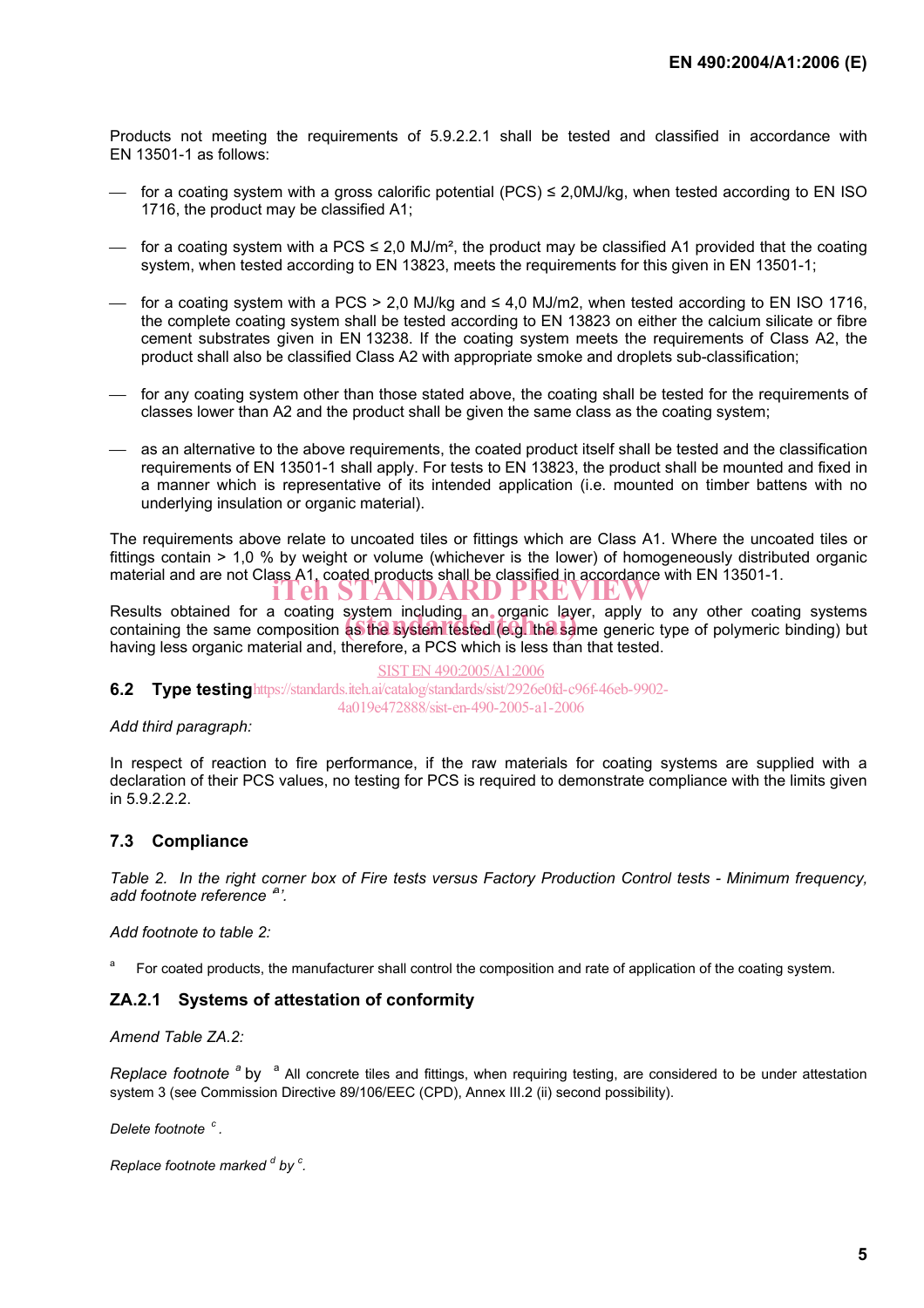Products not meeting the requirements of 5.9.2.2.1 shall be tested and classified in accordance with EN 13501-1 as follows:

- for a coating system with a gross calorific potential (PCS) ≤ 2,0MJ/kg, when tested according to EN ISO 1716, the product may be classified A1;
- for a coating system with a PCS ≤ 2,0 MJ/m², the product may be classified A1 provided that the coating system, when tested according to EN 13823, meets the requirements for this given in EN 13501-1;
- for a coating system with a PCS > 2,0 MJ/kg and ≤ 4,0 MJ/m2, when tested according to EN ISO 1716, the complete coating system shall be tested according to EN 13823 on either the calcium silicate or fibre cement substrates given in EN 13238. If the coating system meets the requirements of Class A2, the product shall also be classified Class A2 with appropriate smoke and droplets sub-classification;
- for any coating system other than those stated above, the coating shall be tested for the requirements of classes lower than A2 and the product shall be given the same class as the coating system;
- as an alternative to the above requirements, the coated product itself shall be tested and the classification requirements of EN 13501-1 shall apply. For tests to EN 13823, the product shall be mounted and fixed in a manner which is representative of its intended application (i.e. mounted on timber battens with no underlying insulation or organic material).

The requirements above relate to uncoated tiles or fittings which are Class A1. Where the uncoated tiles or fittings contain > 1,0 % by weight or volume (whichever is the lower) of homogeneously distributed organic material and are not Class A1, coated products shall be classified in accordance with EN 13501-1.

Results obtained for a coating system including an organic layer, apply to any other coating systems containing the same composition as the system tested (e.g. the same generic type of polymeric binding) but having less organic material and, therefore, a PCS which is less than that tested.

## 6.2 Type testing

*Add third paragraph:*

In respect of reaction to fire performance, if the raw materials for coating systems are supplied with a declaration of their PCS values, no testing for PCS is required to demonstrate compliance with the limits given in 5.9.2.2.2.

## 7.3 Compliance

*Table 2. In the right corner box of Fire tests versus Factory Production Control tests - Minimum frequency, add footnote reference [a]'.*

*Add footnote to table 2:*

[a] For coated products, the manufacturer shall control the composition and rate of application of the coating system.

## ZA.2.1 Systems of attestation of conformity

*Amend Table ZA.2:*

*Replace footnote [a]* by [a] All concrete tiles and fittings, when requiring testing, are considered to be under attestation system 3 (see Commission Directive 89/106/EEC (CPD), Annex III.2 (ii) second possibility).

*Delete footnote [c].*

*Replace footnote marked [d] by [c].*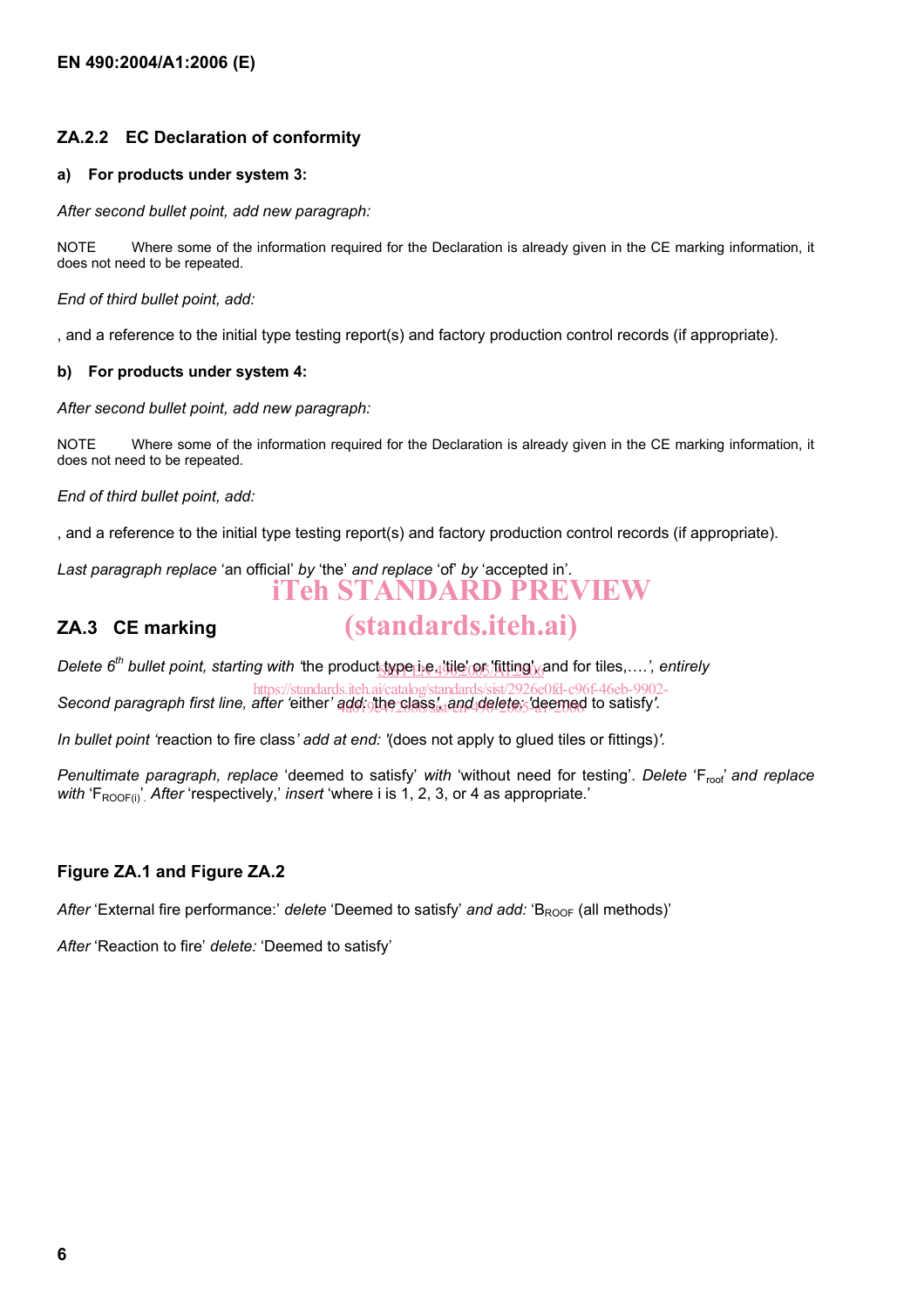## ZA.2.2 EC Declaration of conformity

### a) For products under system 3:

*After second bullet point, add new paragraph:*

NOTE Where some of the information required for the Declaration is already given in the CE marking information, it does not need to be repeated.

*End of third bullet point, add:*

, and a reference to the initial type testing report(s) and factory production control records (if appropriate).

### b) For products under system 4:

*After second bullet point, add new paragraph:*

NOTE Where some of the information required for the Declaration is already given in the CE marking information, it does not need to be repeated.

*End of third bullet point, add:*

, and a reference to the initial type testing report(s) and factory production control records (if appropriate).

*Last paragraph replace* 'an official' *by* 'the' *and replace* 'of' *by* 'accepted in'.

## ZA.3 CE marking

*Delete 6th bullet point, starting with* 'the product type i.e. 'tile' or 'fitting', and for tiles,….', *entirely*

*Second paragraph first line, after* 'either' *add:* 'the class', *and delete:* 'deemed to satisfy'.

*In bullet point* 'reaction to fire class' *add at end:* '(does not apply to glued tiles or fittings)'.

*Penultimate paragraph, replace* 'deemed to satisfy' *with* 'without need for testing'. *Delete* '$F_{roof}$' *and replace with* '$F_{ROOF(i)}$'. *After* 'respectively,' *insert* 'where i is 1, 2, 3, or 4 as appropriate.'

### Figure ZA.1 and Figure ZA.2

*After* 'External fire performance:' *delete* 'Deemed to satisfy' *and add:* '$B_{ROOF}$ (all methods)'

*After* 'Reaction to fire' *delete:* 'Deemed to satisfy'